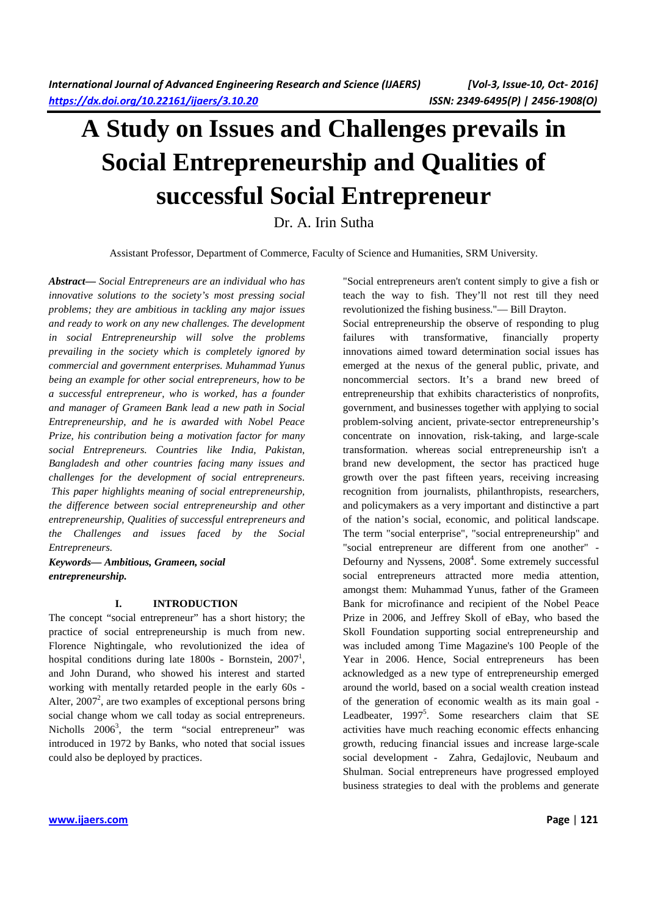# A Study on Issues and Challenges prevails in Social Entrepreneurship and Qualities of successful Social Entrepreneur

Dr. A. Irin Sutha

Assistant Professor, Department of Commerce, Faculty of Science and Humanities, SRM University.

***Abstract*— *Social Entrepreneurs are an individual who has innovative solutions to the society's most pressing social problems; they are ambitious in tackling any major issues and ready to work on any new challenges. The development in social Entrepreneurship will solve the problems prevailing in the society which is completely ignored by commercial and government enterprises. Muhammad Yunus being an example for other social entrepreneurs, how to be a successful entrepreneur, who is worked, has a founder and manager of Grameen Bank lead a new path in Social Entrepreneurship, and he is awarded with Nobel Peace Prize, his contribution being a motivation factor for many social Entrepreneurs. Countries like India, Pakistan, Bangladesh and other countries facing many issues and challenges for the development of social entrepreneurs. This paper highlights meaning of social entrepreneurship, the difference between social entrepreneurship and other entrepreneurship, Qualities of successful entrepreneurs and the Challenges and issues faced by the Social Entrepreneurs.*

***Keywords*— *Ambitious, Grameen, social entrepreneurship.***

## I. INTRODUCTION

The concept "social entrepreneur" has a short history; the practice of social entrepreneurship is much from new. Florence Nightingale, who revolutionized the idea of hospital conditions during late 1800s - Bornstein, 2007[1], and John Durand, who showed his interest and started working with mentally retarded people in the early 60s - Alter, 2007[2], are two examples of exceptional persons bring social change whom we call today as social entrepreneurs. Nicholls 2006[3], the term "social entrepreneur" was introduced in 1972 by Banks, who noted that social issues could also be deployed by practices.

"Social entrepreneurs aren't content simply to give a fish or teach the way to fish. They'll not rest till they need revolutionized the fishing business."— Bill Drayton.

Social entrepreneurship the observe of responding to plug failures with transformative, financially property innovations aimed toward determination social issues has emerged at the nexus of the general public, private, and noncommercial sectors. It's a brand new breed of entrepreneurship that exhibits characteristics of nonprofits, government, and businesses together with applying to social problem-solving ancient, private-sector entrepreneurship's concentrate on innovation, risk-taking, and large-scale transformation. whereas social entrepreneurship isn't a brand new development, the sector has practiced huge growth over the past fifteen years, receiving increasing recognition from journalists, philanthropists, researchers, and policymakers as a very important and distinctive a part of the nation's social, economic, and political landscape. The term "social enterprise", "social entrepreneurship" and "social entrepreneur are different from one another" - Defourny and Nyssens, 2008[4]. Some extremely successful social entrepreneurs attracted more media attention, amongst them: Muhammad Yunus, father of the Grameen Bank for microfinance and recipient of the Nobel Peace Prize in 2006, and Jeffrey Skoll of eBay, who based the Skoll Foundation supporting social entrepreneurship and was included among Time Magazine's 100 People of the Year in 2006. Hence, Social entrepreneurs has been acknowledged as a new type of entrepreneurship emerged around the world, based on a social wealth creation instead of the generation of economic wealth as its main goal - Leadbeater, 1997[5]. Some researchers claim that SE activities have much reaching economic effects enhancing growth, reducing financial issues and increase large-scale social development - Zahra, Gedajlovic, Neubaum and Shulman. Social entrepreneurs have progressed employed business strategies to deal with the problems and generate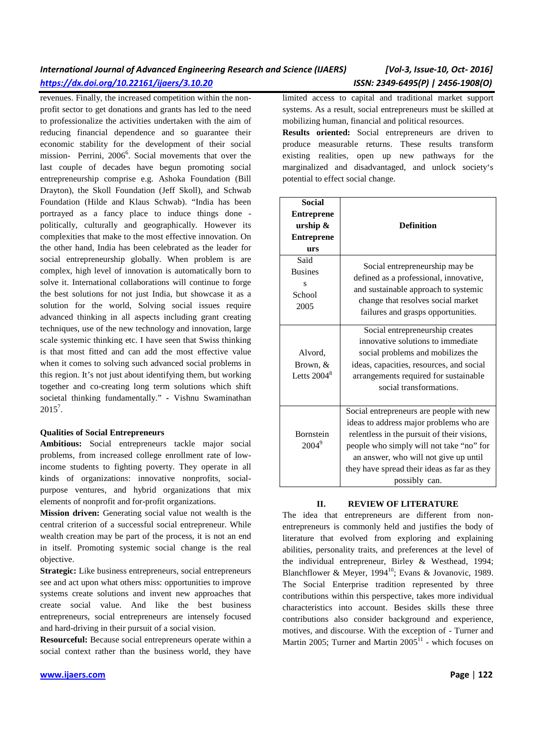revenues. Finally, the increased competition within the non-profit sector to get donations and grants has led to the need to professionalize the activities undertaken with the aim of reducing financial dependence and so guarantee their economic stability for the development of their social mission- Perrini, 2006[6]. Social movements that over the last couple of decades have begun promoting social entrepreneurship comprise e.g. Ashoka Foundation (Bill Drayton), the Skoll Foundation (Jeff Skoll), and Schwab Foundation (Hilde and Klaus Schwab). "India has been portrayed as a fancy place to induce things done - politically, culturally and geographically. However its complexities that make to the most effective innovation. On the other hand, India has been celebrated as the leader for social entrepreneurship globally. When problem is are complex, high level of innovation is automatically born to solve it. International collaborations will continue to forge the best solutions for not just India, but showcase it as a solution for the world, Solving social issues require advanced thinking in all aspects including grant creating techniques, use of the new technology and innovation, large scale systemic thinking etc. I have seen that Swiss thinking is that most fitted and can add the most effective value when it comes to solving such advanced social problems in this region. It's not just about identifying them, but working together and co-creating long term solutions which shift societal thinking fundamentally." - Vishnu Swaminathan 2015[7].

**Qualities of Social Entrepreneurs**

**Ambitious:** Social entrepreneurs tackle major social problems, from increased college enrollment rate of low-income students to fighting poverty. They operate in all kinds of organizations: innovative nonprofits, social-purpose ventures, and hybrid organizations that mix elements of nonprofit and for-profit organizations.

**Mission driven:** Generating social value not wealth is the central criterion of a successful social entrepreneur. While wealth creation may be part of the process, it is not an end in itself. Promoting systemic social change is the real objective.

**Strategic:** Like business entrepreneurs, social entrepreneurs see and act upon what others miss: opportunities to improve systems create solutions and invent new approaches that create social value. And like the best business entrepreneurs, social entrepreneurs are intensely focused and hard-driving in their pursuit of a social vision.

**Resourceful:** Because social entrepreneurs operate within a social context rather than the business world, they have limited access to capital and traditional market support systems. As a result, social entrepreneurs must be skilled at mobilizing human, financial and political resources.

**Results oriented:** Social entrepreneurs are driven to produce measurable returns. These results transform existing realities, open up new pathways for the marginalized and disadvantaged, and unlock society's potential to effect social change.

| Social Entrepreneurship & Entrepreneurs | Definition |
|---|---|
| Saïd Business School 2005 | Social entrepreneurship may be defined as a professional, innovative, and sustainable approach to systemic change that resolves social market failures and grasps opportunities. |
| Alvord, Brown, & Letts 2004[8] | Social entrepreneurship creates innovative solutions to immediate social problems and mobilizes the ideas, capacities, resources, and social arrangements required for sustainable social transformations. |
| Bornstein 2004[9] | Social entrepreneurs are people with new ideas to address major problems who are relentless in the pursuit of their visions, people who simply will not take "no" for an answer, who will not give up until they have spread their ideas as far as they possibly can. |

## II. REVIEW OF LITERATURE

The idea that entrepreneurs are different from non-entrepreneurs is commonly held and justifies the body of literature that evolved from exploring and explaining abilities, personality traits, and preferences at the level of the individual entrepreneur, Birley & Westhead, 1994; Blanchflower & Meyer, 1994[10]; Evans & Jovanovic, 1989. The Social Enterprise tradition represented by three contributions within this perspective, takes more individual characteristics into account. Besides skills these three contributions also consider background and experience, motives, and discourse. With the exception of - Turner and Martin 2005; Turner and Martin 2005[11] - which focuses on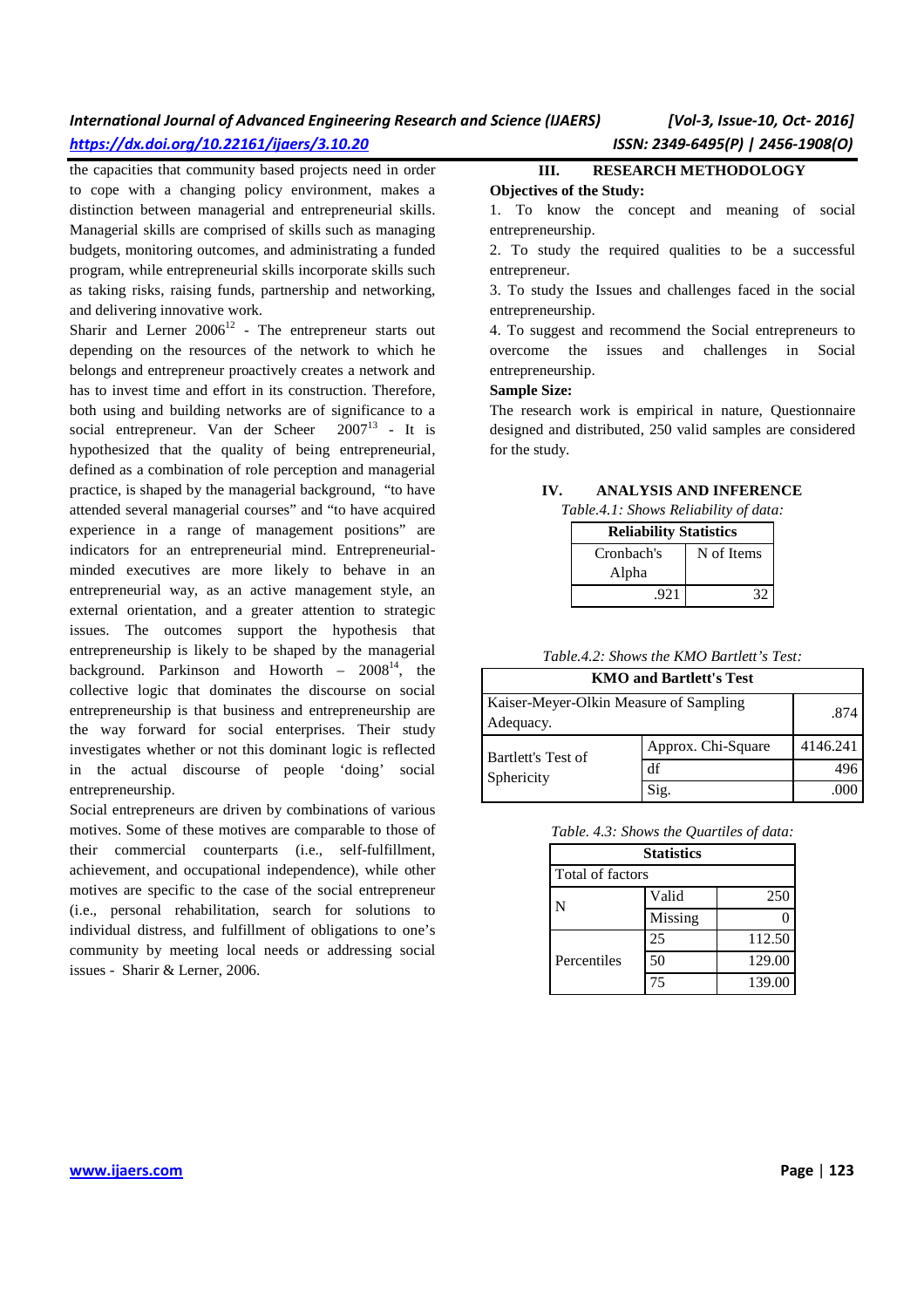the capacities that community based projects need in order to cope with a changing policy environment, makes a distinction between managerial and entrepreneurial skills. Managerial skills are comprised of skills such as managing budgets, monitoring outcomes, and administrating a funded program, while entrepreneurial skills incorporate skills such as taking risks, raising funds, partnership and networking, and delivering innovative work.

Sharir and Lerner 2006[12] - The entrepreneur starts out depending on the resources of the network to which he belongs and entrepreneur proactively creates a network and has to invest time and effort in its construction. Therefore, both using and building networks are of significance to a social entrepreneur. Van der Scheer 2007[13] - It is hypothesized that the quality of being entrepreneurial, defined as a combination of role perception and managerial practice, is shaped by the managerial background, "to have attended several managerial courses" and "to have acquired experience in a range of management positions" are indicators for an entrepreneurial mind. Entrepreneurial-minded executives are more likely to behave in an entrepreneurial way, as an active management style, an external orientation, and a greater attention to strategic issues. The outcomes support the hypothesis that entrepreneurship is likely to be shaped by the managerial background. Parkinson and Howorth – 2008[14], the collective logic that dominates the discourse on social entrepreneurship is that business and entrepreneurship are the way forward for social enterprises. Their study investigates whether or not this dominant logic is reflected in the actual discourse of people 'doing' social entrepreneurship.

Social entrepreneurs are driven by combinations of various motives. Some of these motives are comparable to those of their commercial counterparts (i.e., self-fulfillment, achievement, and occupational independence), while other motives are specific to the case of the social entrepreneur (i.e., personal rehabilitation, search for solutions to individual distress, and fulfillment of obligations to one's community by meeting local needs or addressing social issues - Sharir & Lerner, 2006.

## III. RESEARCH METHODOLOGY

**Objectives of the Study:**

1. To know the concept and meaning of social entrepreneurship.
2. To study the required qualities to be a successful entrepreneur.
3. To study the Issues and challenges faced in the social entrepreneurship.
4. To suggest and recommend the Social entrepreneurs to overcome the issues and challenges in Social entrepreneurship.

**Sample Size:**

The research work is empirical in nature, Questionnaire designed and distributed, 250 valid samples are considered for the study.

## IV. ANALYSIS AND INFERENCE

*Table.4.1: Shows Reliability of data:*

| Reliability Statistics | |
|---|---|
| Cronbach's Alpha | N of Items |
| .921 | 32 |

*Table.4.2: Shows the KMO Bartlett's Test:*

| KMO and Bartlett's Test | | |
|---|---|---|
| Kaiser-Meyer-Olkin Measure of Sampling Adequacy. | | .874 |
| Bartlett's Test of Sphericity | Approx. Chi-Square | 4146.241 |
| | df | 496 |
| | Sig. | .000 |

*Table. 4.3: Shows the Quartiles of data:*

| Statistics | | |
|---|---|---|
| Total of factors | | |
| N | Valid | 250 |
| | Missing | 0 |
| Percentiles | 25 | 112.50 |
| | 50 | 129.00 |
| | 75 | 139.00 |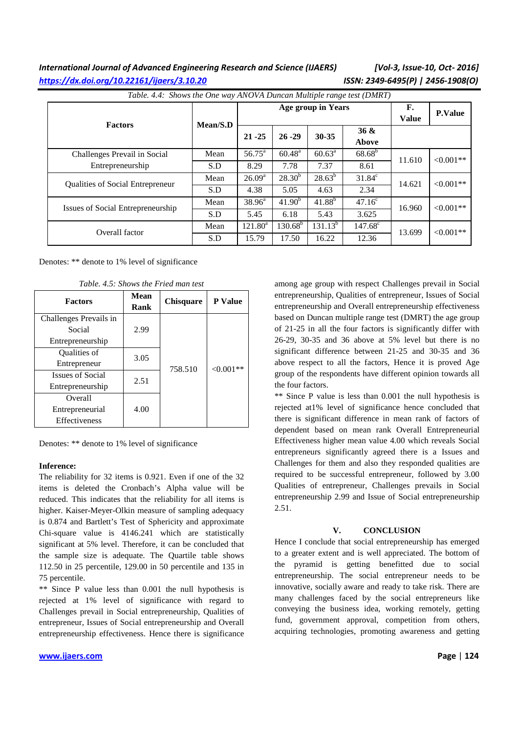*Table. 4.4: Shows the One way ANOVA Duncan Multiple range test (DMRT)*

| Factors | Mean/S.D | Age group in Years | | | | F. Value | P.Value |
|---|---|---|---|---|---|---|---|
| | | 21 -25 | 26 -29 | 30-35 | 36 & Above | | |
| Challenges Prevail in Social Entrepreneurship | Mean | $56.75^a$ | $60.48^a$ | $60.63^a$ | $68.68^b$ | 11.610 | <0.001** |
| | S.D | 8.29 | 7.78 | 7.37 | 8.61 | | |
| Qualities of Social Entrepreneur | Mean | $26.09^a$ | $28.30^b$ | $28.63^b$ | $31.84^c$ | 14.621 | <0.001** |
| | S.D | 4.38 | 5.05 | 4.63 | 2.34 | | |
| Issues of Social Entrepreneurship | Mean | $38.96^a$ | $41.90^b$ | $41.88^b$ | $47.16^c$ | 16.960 | <0.001** |
| | S.D | 5.45 | 6.18 | 5.43 | 3.625 | | |
| Overall factor | Mean | $121.80^a$ | $130.68^b$ | $131.13^b$ | $147.68^c$ | 13.699 | <0.001** |
| | S.D | 15.79 | 17.50 | 16.22 | 12.36 | | |

Denotes: ** denote to 1% level of significance

*Table. 4.5: Shows the Fried man test*

| Factors | Mean Rank | Chisquare | P Value |
|---|---|---|---|
| Challenges Prevails in Social Entrepreneurship | 2.99 | 758.510 | <0.001** |
| Qualities of Entrepreneur | 3.05 | | |
| Issues of Social Entrepreneurship | 2.51 | | |
| Overall Entrepreneurial Effectiveness | 4.00 | | |

Denotes: ** denote to 1% level of significance

**Inference:**

The reliability for 32 items is 0.921. Even if one of the 32 items is deleted the Cronbach's Alpha value will be reduced. This indicates that the reliability for all items is higher. Kaiser-Meyer-Olkin measure of sampling adequacy is 0.874 and Bartlett's Test of Sphericity and approximate Chi-square value is 4146.241 which are statistically significant at 5% level. Therefore, it can be concluded that the sample size is adequate. The Quartile table shows 112.50 in 25 percentile, 129.00 in 50 percentile and 135 in 75 percentile.

** Since P value less than 0.001 the null hypothesis is rejected at 1% level of significance with regard to Challenges prevail in Social entrepreneurship, Qualities of entrepreneur, Issues of Social entrepreneurship and Overall entrepreneurship effectiveness. Hence there is significance among age group with respect Challenges prevail in Social entrepreneurship, Qualities of entrepreneur, Issues of Social entrepreneurship and Overall entrepreneurship effectiveness based on Duncan multiple range test (DMRT) the age group of 21-25 in all the four factors is significantly differ with 26-29, 30-35 and 36 above at 5% level but there is no significant difference between 21-25 and 30-35 and 36 above respect to all the factors, Hence it is proved Age group of the respondents have different opinion towards all the four factors.

** Since P value is less than 0.001 the null hypothesis is rejected at1% level of significance hence concluded that there is significant difference in mean rank of factors of dependent based on mean rank Overall Entrepreneurial Effectiveness higher mean value 4.00 which reveals Social entrepreneurs significantly agreed there is a Issues and Challenges for them and also they responded qualities are required to be successful entrepreneur, followed by 3.00 Qualities of entrepreneur, Challenges prevails in Social entrepreneurship 2.99 and Issue of Social entrepreneurship 2.51.

## V. CONCLUSION

Hence I conclude that social entrepreneurship has emerged to a greater extent and is well appreciated. The bottom of the pyramid is getting benefitted due to social entrepreneurship. The social entrepreneur needs to be innovative, socially aware and ready to take risk. There are many challenges faced by the social entrepreneurs like conveying the business idea, working remotely, getting fund, government approval, competition from others, acquiring technologies, promoting awareness and getting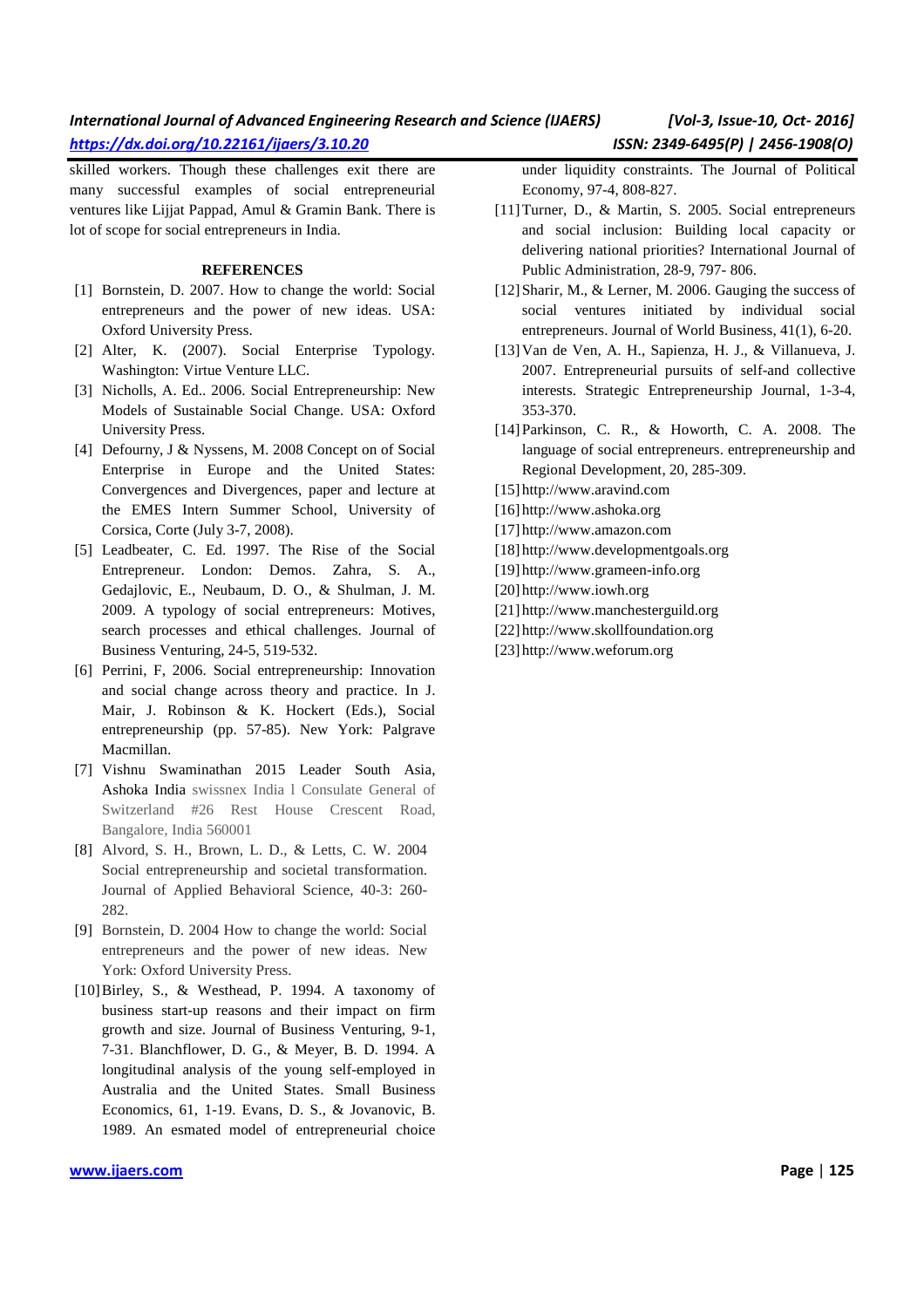skilled workers. Though these challenges exit there are many successful examples of social entrepreneurial ventures like Lijjat Pappad, Amul & Gramin Bank. There is lot of scope for social entrepreneurs in India.

## REFERENCES

[1] Bornstein, D. 2007. How to change the world: Social entrepreneurs and the power of new ideas. USA: Oxford University Press.

[2] Alter, K. (2007). Social Enterprise Typology. Washington: Virtue Venture LLC.

[3] Nicholls, A. Ed.. 2006. Social Entrepreneurship: New Models of Sustainable Social Change. USA: Oxford University Press.

[4] Defourny, J & Nyssens, M. 2008 Concept on of Social Enterprise in Europe and the United States: Convergences and Divergences, paper and lecture at the EMES Intern Summer School, University of Corsica, Corte (July 3-7, 2008).

[5] Leadbeater, C. Ed. 1997. The Rise of the Social Entrepreneur. London: Demos. Zahra, S. A., Gedajlovic, E., Neubaum, D. O., & Shulman, J. M. 2009. A typology of social entrepreneurs: Motives, search processes and ethical challenges. Journal of Business Venturing, 24-5, 519-532.

[6] Perrini, F, 2006. Social entrepreneurship: Innovation and social change across theory and practice. In J. Mair, J. Robinson & K. Hockert (Eds.), Social entrepreneurship (pp. 57-85). New York: Palgrave Macmillan.

[7] Vishnu Swaminathan 2015 Leader South Asia, Ashoka India swissnex India l Consulate General of Switzerland #26 Rest House Crescent Road, Bangalore, India 560001

[8] Alvord, S. H., Brown, L. D., & Letts, C. W. 2004 Social entrepreneurship and societal transformation. Journal of Applied Behavioral Science, 40-3: 260-282.

[9] Bornstein, D. 2004 How to change the world: Social entrepreneurs and the power of new ideas. New York: Oxford University Press.

[10] Birley, S., & Westhead, P. 1994. A taxonomy of business start-up reasons and their impact on firm growth and size. Journal of Business Venturing, 9-1, 7-31. Blanchflower, D. G., & Meyer, B. D. 1994. A longitudinal analysis of the young self-employed in Australia and the United States. Small Business Economics, 61, 1-19. Evans, D. S., & Jovanovic, B. 1989. An esmated model of entrepreneurial choice under liquidity constraints. The Journal of Political Economy, 97-4, 808-827.

[11] Turner, D., & Martin, S. 2005. Social entrepreneurs and social inclusion: Building local capacity or delivering national priorities? International Journal of Public Administration, 28-9, 797- 806.

[12] Sharir, M., & Lerner, M. 2006. Gauging the success of social ventures initiated by individual social entrepreneurs. Journal of World Business, 41(1), 6-20.

[13] Van de Ven, A. H., Sapienza, H. J., & Villanueva, J. 2007. Entrepreneurial pursuits of self-and collective interests. Strategic Entrepreneurship Journal, 1-3-4, 353-370.

[14] Parkinson, C. R., & Howorth, C. A. 2008. The language of social entrepreneurs. entrepreneurship and Regional Development, 20, 285-309.

[15] http://www.aravind.com

[16] http://www.ashoka.org

[17] http://www.amazon.com

[18] http://www.developmentgoals.org

[19] http://www.grameen-info.org

[20] http://www.iowh.org

[21] http://www.manchesterguild.org

[22] http://www.skollfoundation.org

[23] http://www.weforum.org